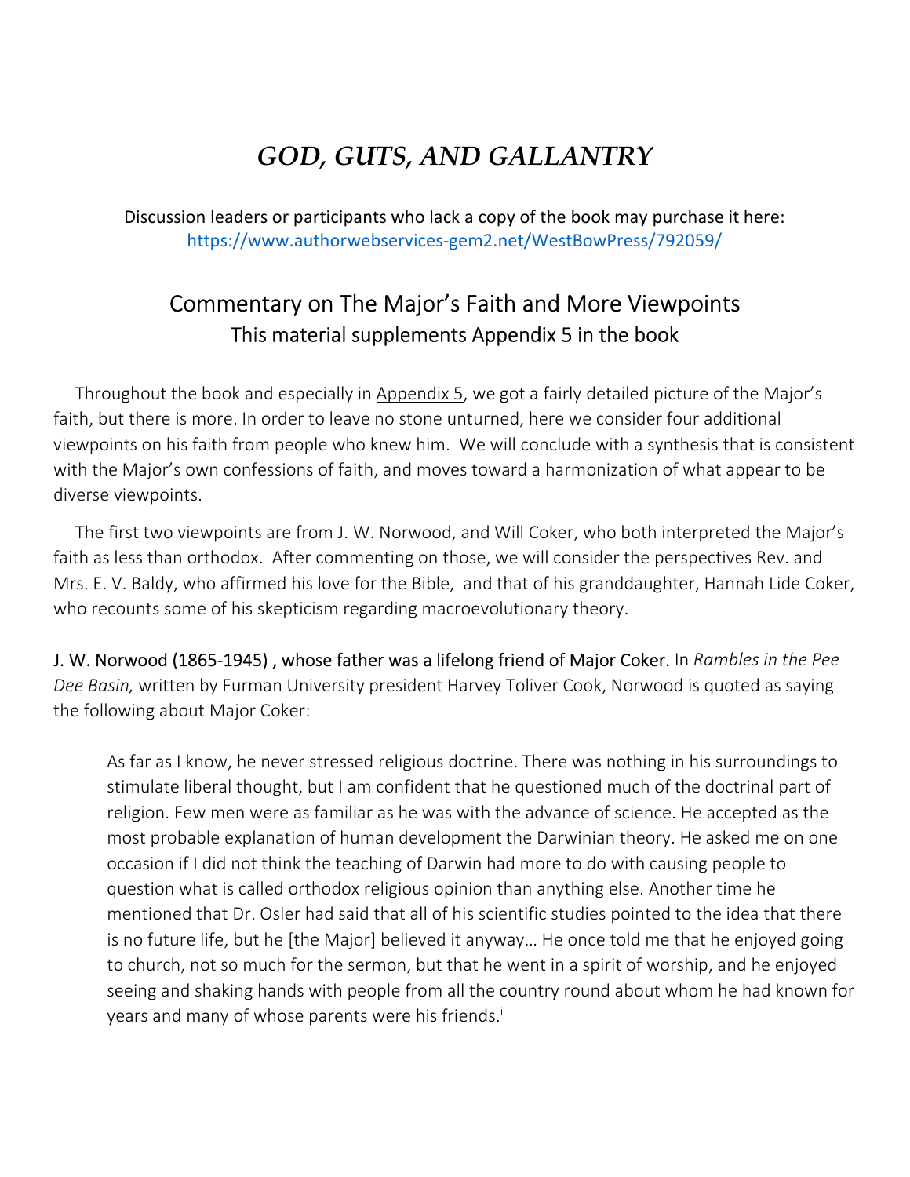# *GOD, GUTS, AND GALLANTRY*

Discussion leaders or participants who lack a copy of the book may purchase it here:
https://www.authorwebservices-gem2.net/WestBowPress/792059/

## Commentary on The Major's Faith and More Viewpoints

### This material supplements Appendix 5 in the book

Throughout the book and especially in Appendix 5, we got a fairly detailed picture of the Major's faith, but there is more. In order to leave no stone unturned, here we consider four additional viewpoints on his faith from people who knew him. We will conclude with a synthesis that is consistent with the Major's own confessions of faith, and moves toward a harmonization of what appear to be diverse viewpoints.

The first two viewpoints are from J. W. Norwood, and Will Coker, who both interpreted the Major's faith as less than orthodox. After commenting on those, we will consider the perspectives Rev. and Mrs. E. V. Baldy, who affirmed his love for the Bible, and that of his granddaughter, Hannah Lide Coker, who recounts some of his skepticism regarding macroevolutionary theory.

J. W. Norwood (1865-1945) , whose father was a lifelong friend of Major Coker. In *Rambles in the Pee Dee Basin,* written by Furman University president Harvey Toliver Cook, Norwood is quoted as saying the following about Major Coker:

> As far as I know, he never stressed religious doctrine. There was nothing in his surroundings to stimulate liberal thought, but I am confident that he questioned much of the doctrinal part of religion. Few men were as familiar as he was with the advance of science. He accepted as the most probable explanation of human development the Darwinian theory. He asked me on one occasion if I did not think the teaching of Darwin had more to do with causing people to question what is called orthodox religious opinion than anything else. Another time he mentioned that Dr. Osler had said that all of his scientific studies pointed to the idea that there is no future life, but he [the Major] believed it anyway… He once told me that he enjoyed going to church, not so much for the sermon, but that he went in a spirit of worship, and he enjoyed seeing and shaking hands with people from all the country round about whom he had known for years and many of whose parents were his friends.[i]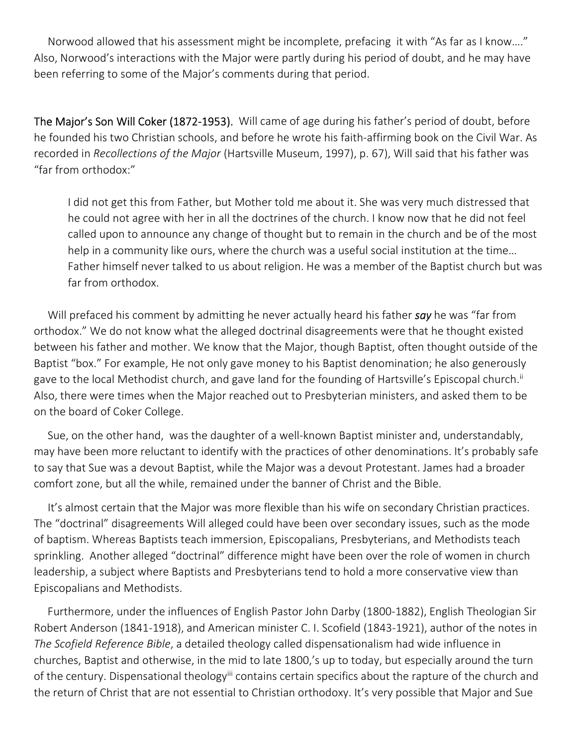Norwood allowed that his assessment might be incomplete, prefacing it with "As far as I know…." Also, Norwood's interactions with the Major were partly during his period of doubt, and he may have been referring to some of the Major's comments during that period.

**The Major's Son Will Coker (1872-1953).** Will came of age during his father's period of doubt, before he founded his two Christian schools, and before he wrote his faith-affirming book on the Civil War. As recorded in *Recollections of the Major* (Hartsville Museum, 1997), p. 67), Will said that his father was "far from orthodox:"

> I did not get this from Father, but Mother told me about it. She was very much distressed that he could not agree with her in all the doctrines of the church. I know now that he did not feel called upon to announce any change of thought but to remain in the church and be of the most help in a community like ours, where the church was a useful social institution at the time… Father himself never talked to us about religion. He was a member of the Baptist church but was far from orthodox.

Will prefaced his comment by admitting he never actually heard his father ***say*** he was "far from orthodox." We do not know what the alleged doctrinal disagreements were that he thought existed between his father and mother. We know that the Major, though Baptist, often thought outside of the Baptist "box." For example, He not only gave money to his Baptist denomination; he also generously gave to the local Methodist church, and gave land for the founding of Hartsville's Episcopal church.[ii] Also, there were times when the Major reached out to Presbyterian ministers, and asked them to be on the board of Coker College.

Sue, on the other hand, was the daughter of a well-known Baptist minister and, understandably, may have been more reluctant to identify with the practices of other denominations. It's probably safe to say that Sue was a devout Baptist, while the Major was a devout Protestant. James had a broader comfort zone, but all the while, remained under the banner of Christ and the Bible.

It's almost certain that the Major was more flexible than his wife on secondary Christian practices. The "doctrinal" disagreements Will alleged could have been over secondary issues, such as the mode of baptism. Whereas Baptists teach immersion, Episcopalians, Presbyterians, and Methodists teach sprinkling. Another alleged "doctrinal" difference might have been over the role of women in church leadership, a subject where Baptists and Presbyterians tend to hold a more conservative view than Episcopalians and Methodists.

Furthermore, under the influences of English Pastor John Darby (1800-1882), English Theologian Sir Robert Anderson (1841-1918), and American minister C. I. Scofield (1843-1921), author of the notes in *The Scofield Reference Bible*, a detailed theology called dispensationalism had wide influence in churches, Baptist and otherwise, in the mid to late 1800,'s up to today, but especially around the turn of the century. Dispensational theology[iii] contains certain specifics about the rapture of the church and the return of Christ that are not essential to Christian orthodoxy. It's very possible that Major and Sue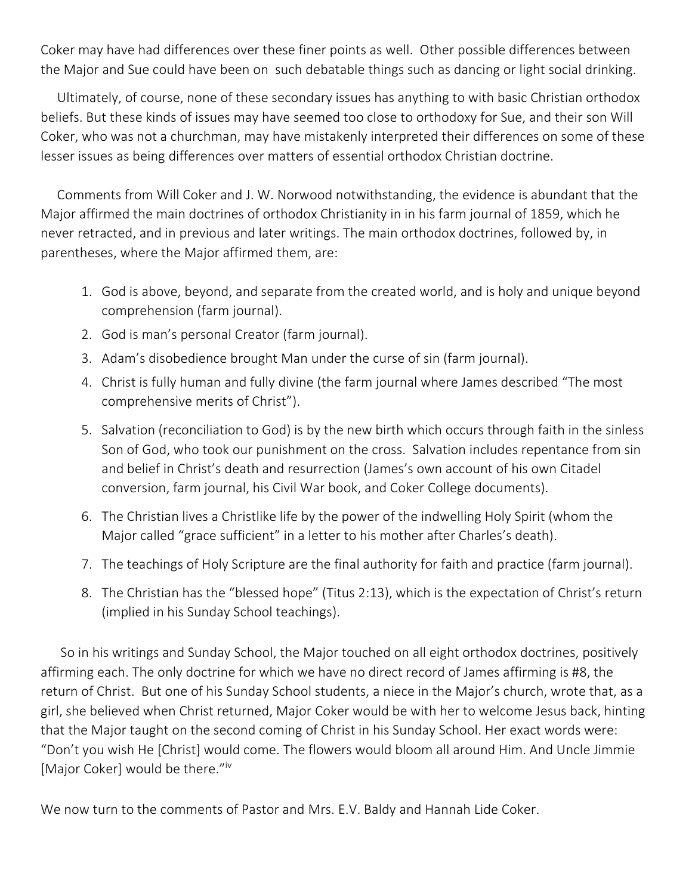Coker may have had differences over these finer points as well. Other possible differences between the Major and Sue could have been on such debatable things such as dancing or light social drinking.

Ultimately, of course, none of these secondary issues has anything to with basic Christian orthodox beliefs. But these kinds of issues may have seemed too close to orthodoxy for Sue, and their son Will Coker, who was not a churchman, may have mistakenly interpreted their differences on some of these lesser issues as being differences over matters of essential orthodox Christian doctrine.

Comments from Will Coker and J. W. Norwood notwithstanding, the evidence is abundant that the Major affirmed the main doctrines of orthodox Christianity in in his farm journal of 1859, which he never retracted, and in previous and later writings. The main orthodox doctrines, followed by, in parentheses, where the Major affirmed them, are:

1. God is above, beyond, and separate from the created world, and is holy and unique beyond comprehension (farm journal).
2. God is man's personal Creator (farm journal).
3. Adam's disobedience brought Man under the curse of sin (farm journal).
4. Christ is fully human and fully divine (the farm journal where James described "The most comprehensive merits of Christ").
5. Salvation (reconciliation to God) is by the new birth which occurs through faith in the sinless Son of God, who took our punishment on the cross. Salvation includes repentance from sin and belief in Christ's death and resurrection (James's own account of his own Citadel conversion, farm journal, his Civil War book, and Coker College documents).
6. The Christian lives a Christlike life by the power of the indwelling Holy Spirit (whom the Major called "grace sufficient" in a letter to his mother after Charles's death).
7. The teachings of Holy Scripture are the final authority for faith and practice (farm journal).
8. The Christian has the "blessed hope" (Titus 2:13), which is the expectation of Christ's return (implied in his Sunday School teachings).

So in his writings and Sunday School, the Major touched on all eight orthodox doctrines, positively affirming each. The only doctrine for which we have no direct record of James affirming is #8, the return of Christ. But one of his Sunday School students, a niece in the Major's church, wrote that, as a girl, she believed when Christ returned, Major Coker would be with her to welcome Jesus back, hinting that the Major taught on the second coming of Christ in his Sunday School. Her exact words were: "Don't you wish He [Christ] would come. The flowers would bloom all around Him. And Uncle Jimmie [Major Coker] would be there."[iv]

We now turn to the comments of Pastor and Mrs. E.V. Baldy and Hannah Lide Coker.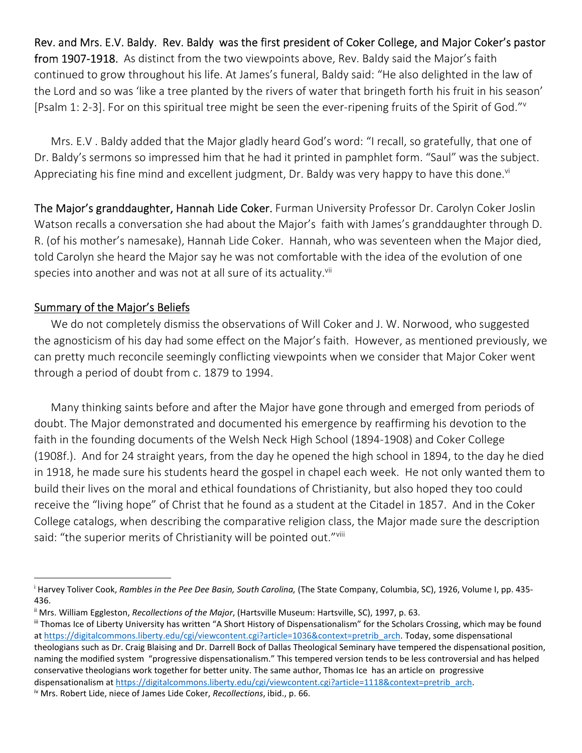**Rev. and Mrs. E.V. Baldy. Rev. Baldy was the first president of Coker College, and Major Coker's pastor from 1907-1918.** As distinct from the two viewpoints above, Rev. Baldy said the Major's faith continued to grow throughout his life. At James's funeral, Baldy said: "He also delighted in the law of the Lord and so was 'like a tree planted by the rivers of water that bringeth forth his fruit in his season' [Psalm 1: 2-3]. For on this spiritual tree might be seen the ever-ripening fruits of the Spirit of God."[v]

Mrs. E.V . Baldy added that the Major gladly heard God's word: "I recall, so gratefully, that one of Dr. Baldy's sermons so impressed him that he had it printed in pamphlet form. "Saul" was the subject. Appreciating his fine mind and excellent judgment, Dr. Baldy was very happy to have this done.[vi]

**The Major's granddaughter, Hannah Lide Coker.** Furman University Professor Dr. Carolyn Coker Joslin Watson recalls a conversation she had about the Major's faith with James's granddaughter through D. R. (of his mother's namesake), Hannah Lide Coker. Hannah, who was seventeen when the Major died, told Carolyn she heard the Major say he was not comfortable with the idea of the evolution of one species into another and was not at all sure of its actuality.[vii]

## Summary of the Major's Beliefs

We do not completely dismiss the observations of Will Coker and J. W. Norwood, who suggested the agnosticism of his day had some effect on the Major's faith. However, as mentioned previously, we can pretty much reconcile seemingly conflicting viewpoints when we consider that Major Coker went through a period of doubt from c. 1879 to 1994.

Many thinking saints before and after the Major have gone through and emerged from periods of doubt. The Major demonstrated and documented his emergence by reaffirming his devotion to the faith in the founding documents of the Welsh Neck High School (1894-1908) and Coker College (1908f.). And for 24 straight years, from the day he opened the high school in 1894, to the day he died in 1918, he made sure his students heard the gospel in chapel each week. He not only wanted them to build their lives on the moral and ethical foundations of Christianity, but also hoped they too could receive the "living hope" of Christ that he found as a student at the Citadel in 1857. And in the Coker College catalogs, when describing the comparative religion class, the Major made sure the description said: "the superior merits of Christianity will be pointed out."[viii]

---

[i] Harvey Toliver Cook, *Rambles in the Pee Dee Basin, South Carolina,* (The State Company, Columbia, SC), 1926, Volume I, pp. 435-436.

[ii] Mrs. William Eggleston, *Recollections of the Major*, (Hartsville Museum: Hartsville, SC), 1997, p. 63.

[iii] Thomas Ice of Liberty University has written "A Short History of Dispensationalism" for the Scholars Crossing, which may be found at https://digitalcommons.liberty.edu/cgi/viewcontent.cgi?article=1036&context=pretrib_arch. Today, some dispensational theologians such as Dr. Craig Blaising and Dr. Darrell Bock of Dallas Theological Seminary have tempered the dispensational position, naming the modified system "progressive dispensationalism." This tempered version tends to be less controversial and has helped conservative theologians work together for better unity. The same author, Thomas Ice has an article on progressive dispensationalism at https://digitalcommons.liberty.edu/cgi/viewcontent.cgi?article=1118&context=pretrib_arch.

[iv] Mrs. Robert Lide, niece of James Lide Coker, *Recollections*, ibid., p. 66.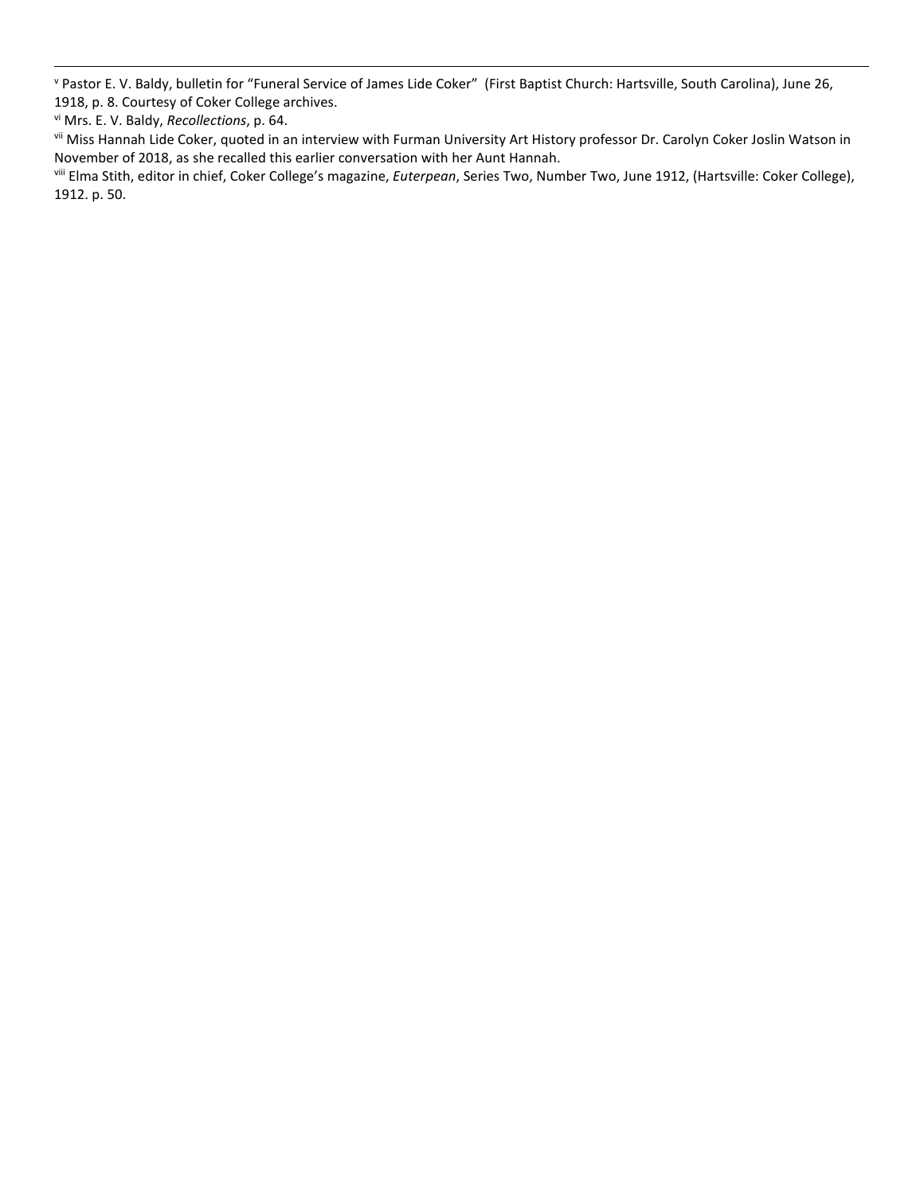---

[v] Pastor E. V. Baldy, bulletin for "Funeral Service of James Lide Coker" (First Baptist Church: Hartsville, South Carolina), June 26, 1918, p. 8. Courtesy of Coker College archives.

[vi] Mrs. E. V. Baldy, *Recollections*, p. 64.

[vii] Miss Hannah Lide Coker, quoted in an interview with Furman University Art History professor Dr. Carolyn Coker Joslin Watson in November of 2018, as she recalled this earlier conversation with her Aunt Hannah.

[viii] Elma Stith, editor in chief, Coker College's magazine, *Euterpean*, Series Two, Number Two, June 1912, (Hartsville: Coker College), 1912. p. 50.